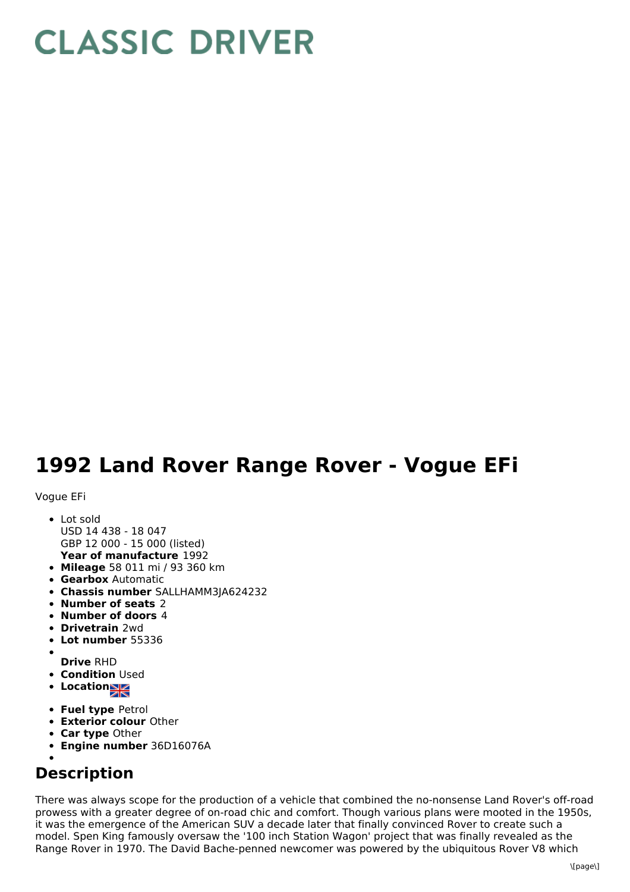# CLASSIC DRIVER

# 1992 Land Rover Range Rover - Vogue EFi

Vogue EFi

- Lot sold
  USD 14 438 - 18 047
  GBP 12 000 - 15 000 (listed)
  **Year of manufacture** 1992
- **Mileage** 58 011 mi / 93 360 km
- **Gearbox** Automatic
- **Chassis number** SALLHAMM3JA624232
- **Number of seats** 2
- **Number of doors** 4
- **Drivetrain** 2wd
- **Lot number** 55336
- **Drive** RHD
- **Condition** Used
- **Location**
- **Fuel type** Petrol
- **Exterior colour** Other
- **Car type** Other
- **Engine number** 36D16076A

## Description

There was always scope for the production of a vehicle that combined the no-nonsense Land Rover's off-road prowess with a greater degree of on-road chic and comfort. Though various plans were mooted in the 1950s, it was the emergence of the American SUV a decade later that finally convinced Rover to create such a model. Spen King famously oversaw the '100 inch Station Wagon' project that was finally revealed as the Range Rover in 1970. The David Bache-penned newcomer was powered by the ubiquitous Rover V8 which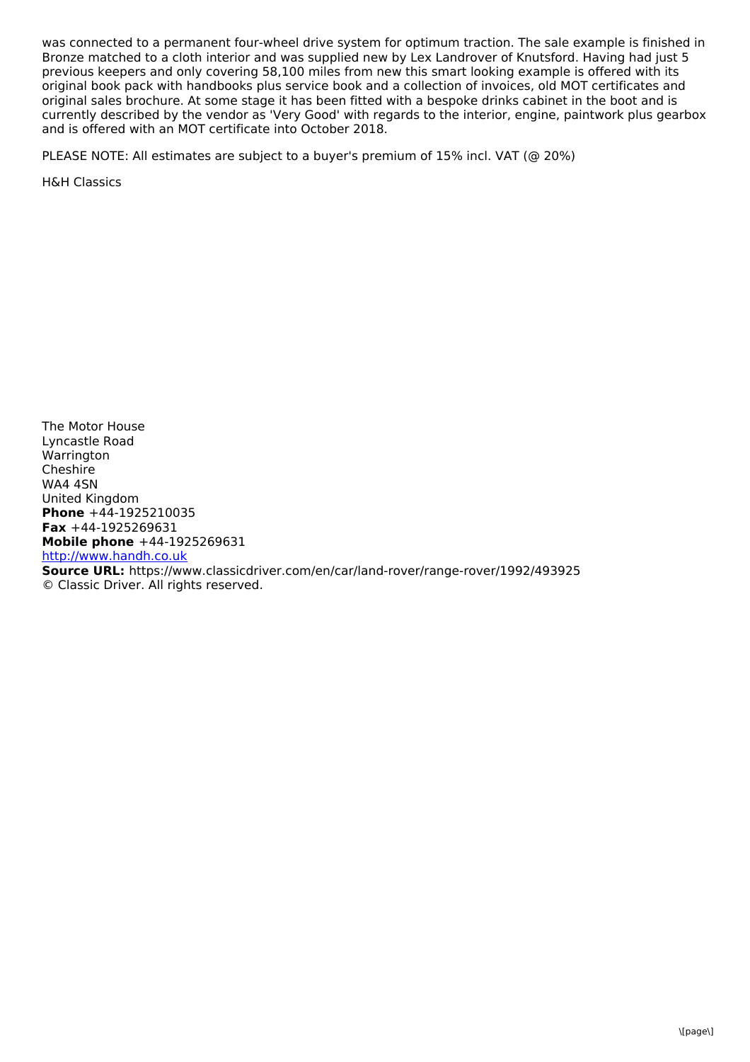was connected to a permanent four-wheel drive system for optimum traction. The sale example is finished in Bronze matched to a cloth interior and was supplied new by Lex Landrover of Knutsford. Having had just 5 previous keepers and only covering 58,100 miles from new this smart looking example is offered with its original book pack with handbooks plus service book and a collection of invoices, old MOT certificates and original sales brochure. At some stage it has been fitted with a bespoke drinks cabinet in the boot and is currently described by the vendor as 'Very Good' with regards to the interior, engine, paintwork plus gearbox and is offered with an MOT certificate into October 2018.

PLEASE NOTE: All estimates are subject to a buyer's premium of 15% incl. VAT (@ 20%)

H&H Classics

The Motor House
Lyncastle Road
Warrington
Cheshire
WA4 4SN
United Kingdom
**Phone** +44-1925210035
**Fax** +44-1925269631
**Mobile phone** +44-1925269631
[http://www.handh.co.uk](http://www.handh.co.uk)
**Source URL:** https://www.classicdriver.com/en/car/land-rover/range-rover/1992/493925
© Classic Driver. All rights reserved.